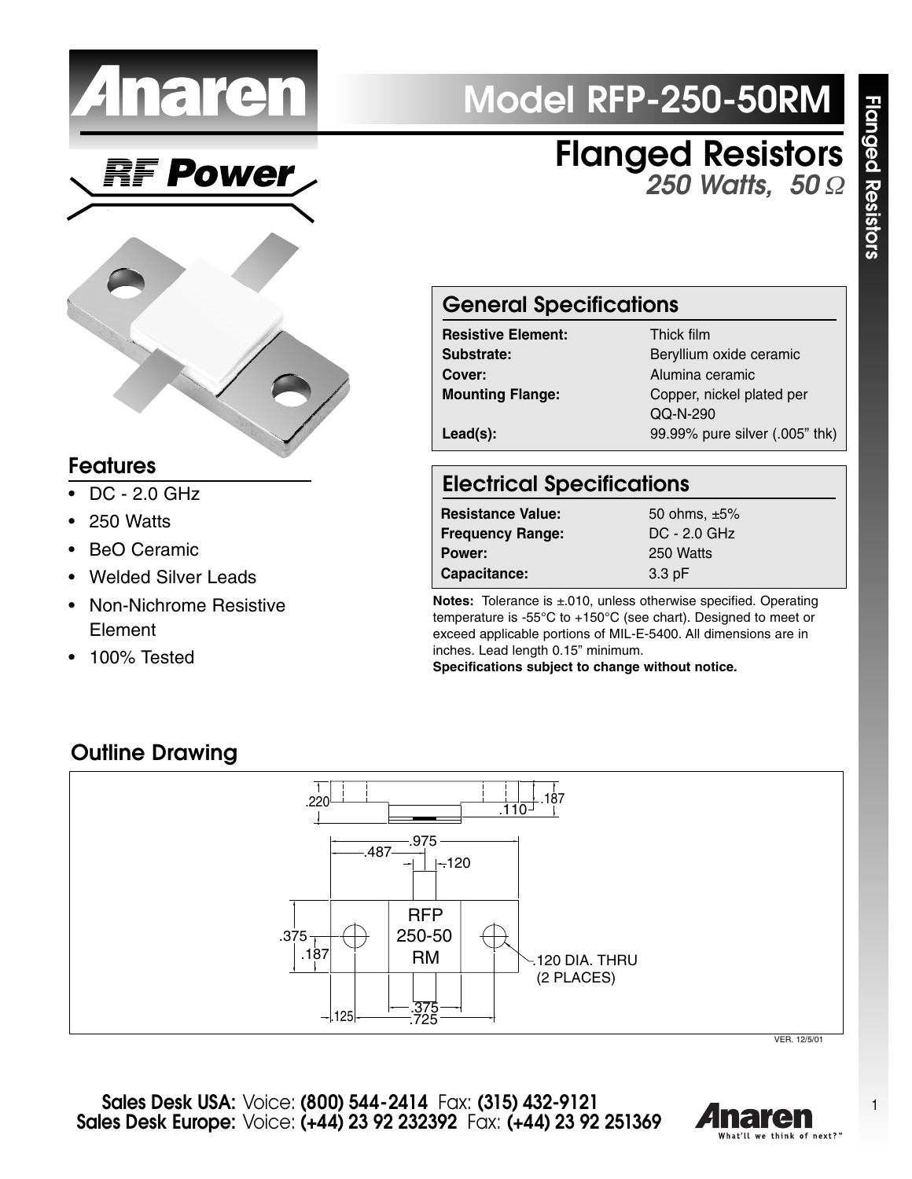# Anaren

## RF Power

# Model RFP-250-50RM

## Flanged Resistors

*250 Watts, 50 Ω*

### Features

- DC - 2.0 GHz
- 250 Watts
- BeO Ceramic
- Welded Silver Leads
- Non-Nichrome Resistive Element
- 100% Tested

### General Specifications

| | |
|---|---|
| **Resistive Element:** | Thick film |
| **Substrate:** | Beryllium oxide ceramic |
| **Cover:** | Alumina ceramic |
| **Mounting Flange:** | Copper, nickel plated per QQ-N-290 |
| **Lead(s):** | 99.99% pure silver (.005" thk) |

### Electrical Specifications

| | |
|---|---|
| **Resistance Value:** | 50 ohms, ±5% |
| **Frequency Range:** | DC - 2.0 GHz |
| **Power:** | 250 Watts |
| **Capacitance:** | 3.3 pF |

**Notes:** Tolerance is ±.010, unless otherwise specified. Operating temperature is -55°C to +150°C (see chart). Designed to meet or exceed applicable portions of MIL-E-5400. All dimensions are in inches. Lead length 0.15" minimum.

**Specifications subject to change without notice.**

### Outline Drawing

.220 .110 .187 .975 .487 .120 RFP 250-50 RM .375 .187 .120 DIA. THRU (2 PLACES) .125 .375 .725

VER. 12/5/01

**Sales Desk USA:** Voice: **(800) 544-2414** Fax: **(315) 432-9121**
**Sales Desk Europe:** Voice: **(+44) 23 92 232392** Fax: **(+44) 23 92 251369**

Anaren — What'll we think of next?™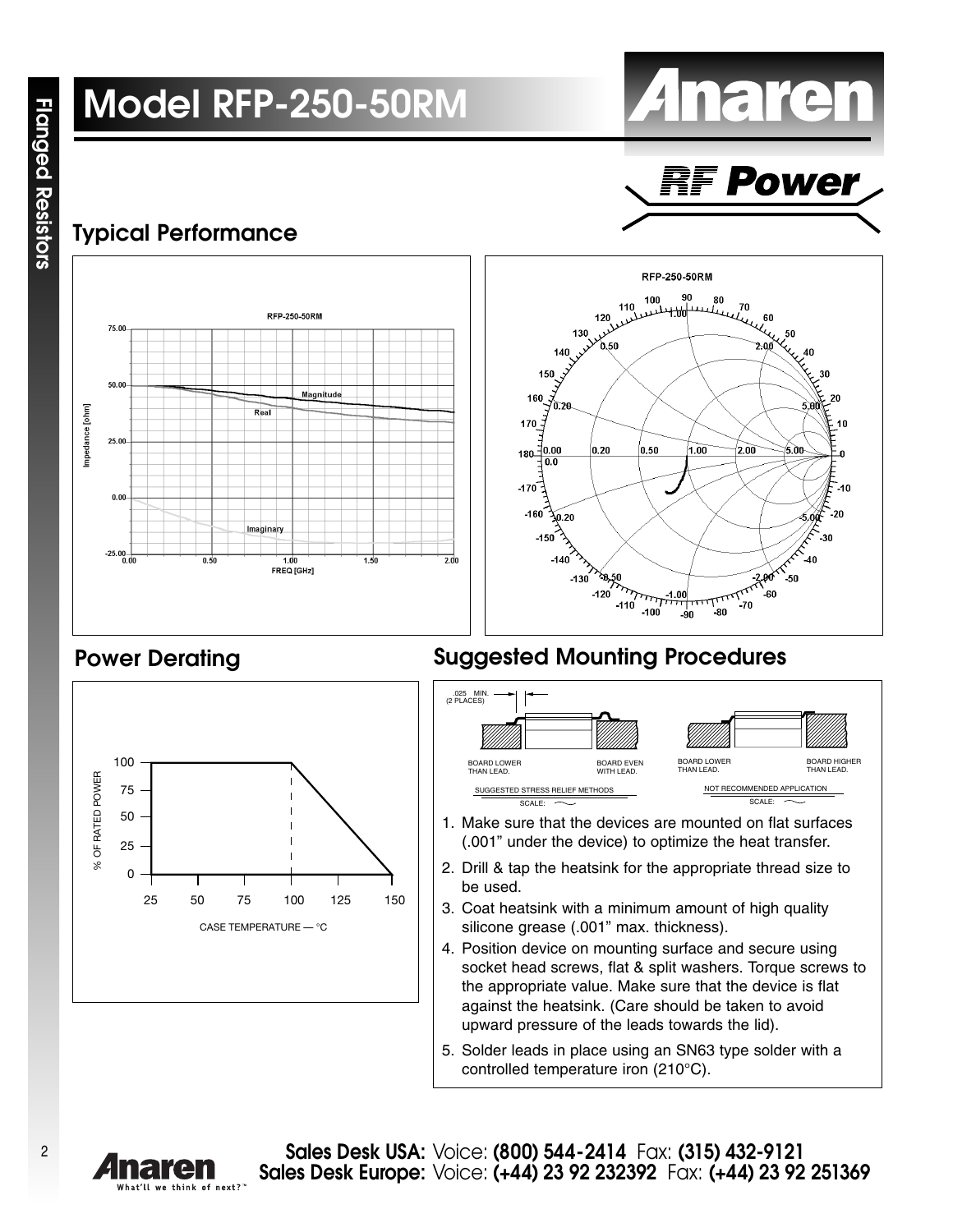# Model RFP-250-50RM

Anaren

RF Power

## Typical Performance

RFP-250-50RM

75.00

50.00

25.00

0.00

-25.00

Impedance [ohm]

Magnitude

Real

Imaginary

0.00 0.50 1.00 1.50 2.00

FREQ [GHz]

RFP-250-50RM

90 80 70 60 50 40 30 20 10 0 -10 -20 -30 -40 -50 -60 -70 -80 -90 -100 -110 -120 -130 -140 -150 -160 -170 180 170 160 150 140 130 120 110 100

0.00 0.0 0.20 0.50 1.00 2.00 5.00

## Power Derating

100

75

50

25

0

% OF RATED POWER

25 50 75 100 125 150

CASE TEMPERATURE — °C

## Suggested Mounting Procedures

.025 MIN. (2 PLACES)

BOARD LOWER THAN LEAD. BOARD EVEN WITH LEAD.

SUGGESTED STRESS RELIEF METHODS

SCALE:

BOARD LOWER THAN LEAD. BOARD HIGHER THAN LEAD.

NOT RECOMMENDED APPLICATION

SCALE:

1. Make sure that the devices are mounted on flat surfaces (.001" under the device) to optimize the heat transfer.
2. Drill & tap the heatsink for the appropriate thread size to be used.
3. Coat heatsink with a minimum amount of high quality silicone grease (.001" max. thickness).
4. Position device on mounting surface and secure using socket head screws, flat & split washers. Torque screws to the appropriate value. Make sure that the device is flat against the heatsink. (Care should be taken to avoid upward pressure of the leads towards the lid).
5. Solder leads in place using an SN63 type solder with a controlled temperature iron (210°C).

Anaren What'll we think of next?™

**Sales Desk USA:** Voice: **(800) 544-2414** Fax: **(315) 432-9121**
**Sales Desk Europe:** Voice: **(+44) 23 92 232392** Fax: **(+44) 23 92 251369**